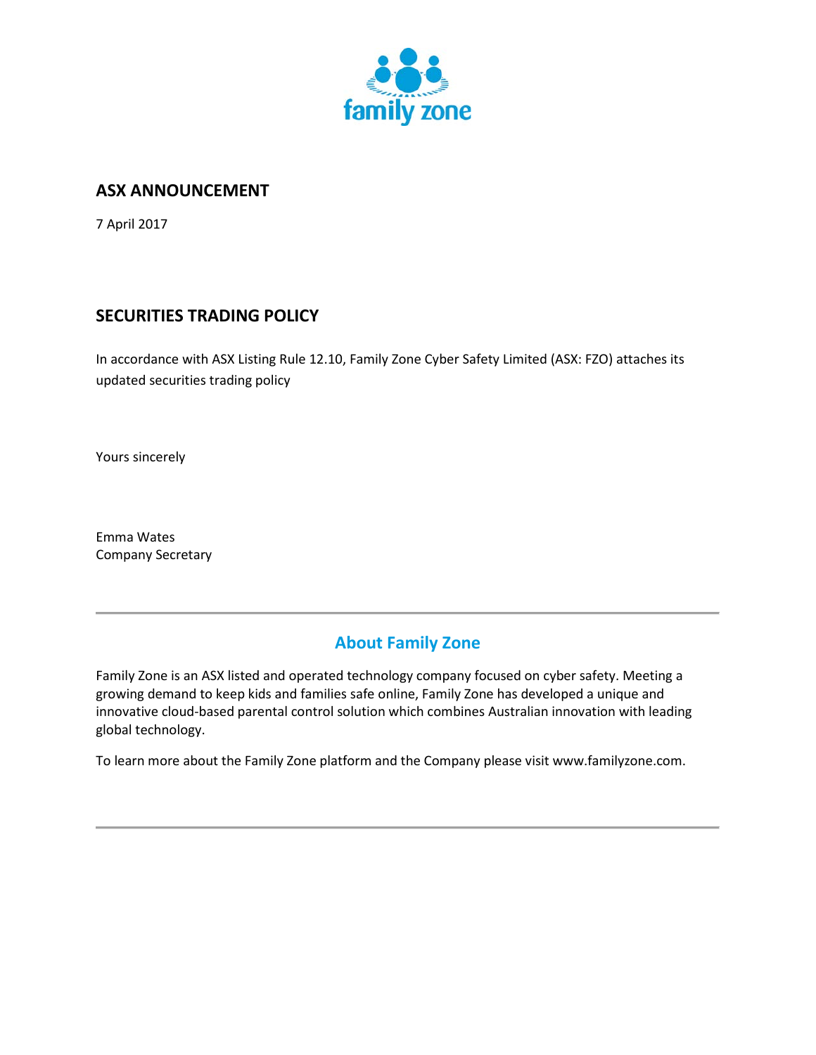# ASX ANNOUNCEMENT

7 April 2017

## SECURITIES TRADING POLICY

In accordance with ASX Listing Rule 12.10, Family Zone Cyber Safety Limited (ASX: FZO) attaches its updated securities trading policy

Yours sincerely

Emma Wates
Company Secretary

---

## About Family Zone

Family Zone is an ASX listed and operated technology company focused on cyber safety. Meeting a growing demand to keep kids and families safe online, Family Zone has developed a unique and innovative cloud-based parental control solution which combines Australian innovation with leading global technology.

To learn more about the Family Zone platform and the Company please visit www.familyzone.com.

---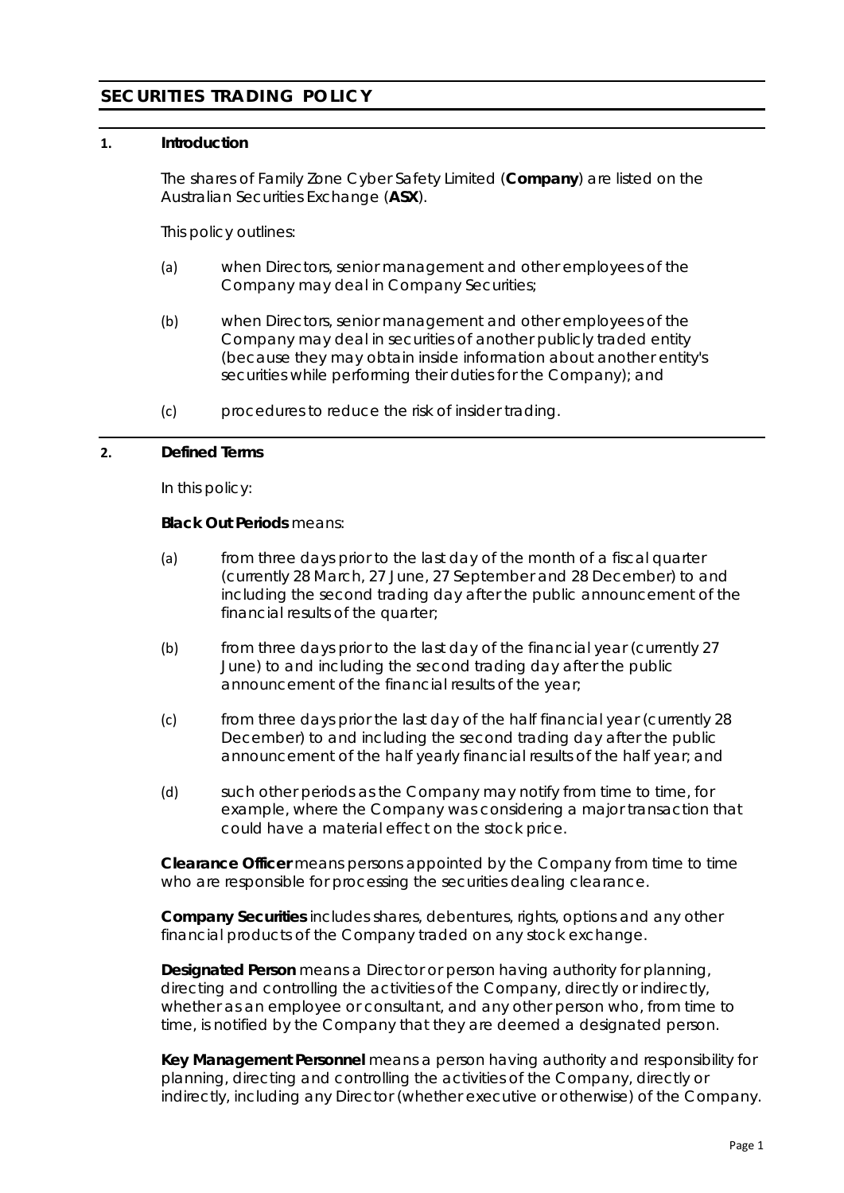# SECURITIES TRADING POLICY

## 1. Introduction

The shares of Family Zone Cyber Safety Limited (**Company**) are listed on the Australian Securities Exchange (**ASX**).

This policy outlines:

(a) when Directors, senior management and other employees of the Company may deal in Company Securities;

(b) when Directors, senior management and other employees of the Company may deal in securities of another publicly traded entity (because they may obtain inside information about another entity's securities while performing their duties for the Company); and

(c) procedures to reduce the risk of insider trading.

## 2. Defined Terms

In this policy:

**Black Out Periods** means:

(a) from three days prior to the last day of the month of a fiscal quarter (currently 28 March, 27 June, 27 September and 28 December) to and including the second trading day after the public announcement of the financial results of the quarter;

(b) from three days prior to the last day of the financial year (currently 27 June) to and including the second trading day after the public announcement of the financial results of the year;

(c) from three days prior the last day of the half financial year (currently 28 December) to and including the second trading day after the public announcement of the half yearly financial results of the half year; and

(d) such other periods as the Company may notify from time to time, for example, where the Company was considering a major transaction that could have a material effect on the stock price.

**Clearance Officer** means persons appointed by the Company from time to time who are responsible for processing the securities dealing clearance.

**Company Securities** includes shares, debentures, rights, options and any other financial products of the Company traded on any stock exchange.

**Designated Person** means a Director or person having authority for planning, directing and controlling the activities of the Company, directly or indirectly, whether as an employee or consultant, and any other person who, from time to time, is notified by the Company that they are deemed a designated person.

**Key Management Personnel** means a person having authority and responsibility for planning, directing and controlling the activities of the Company, directly or indirectly, including any Director (whether executive or otherwise) of the Company.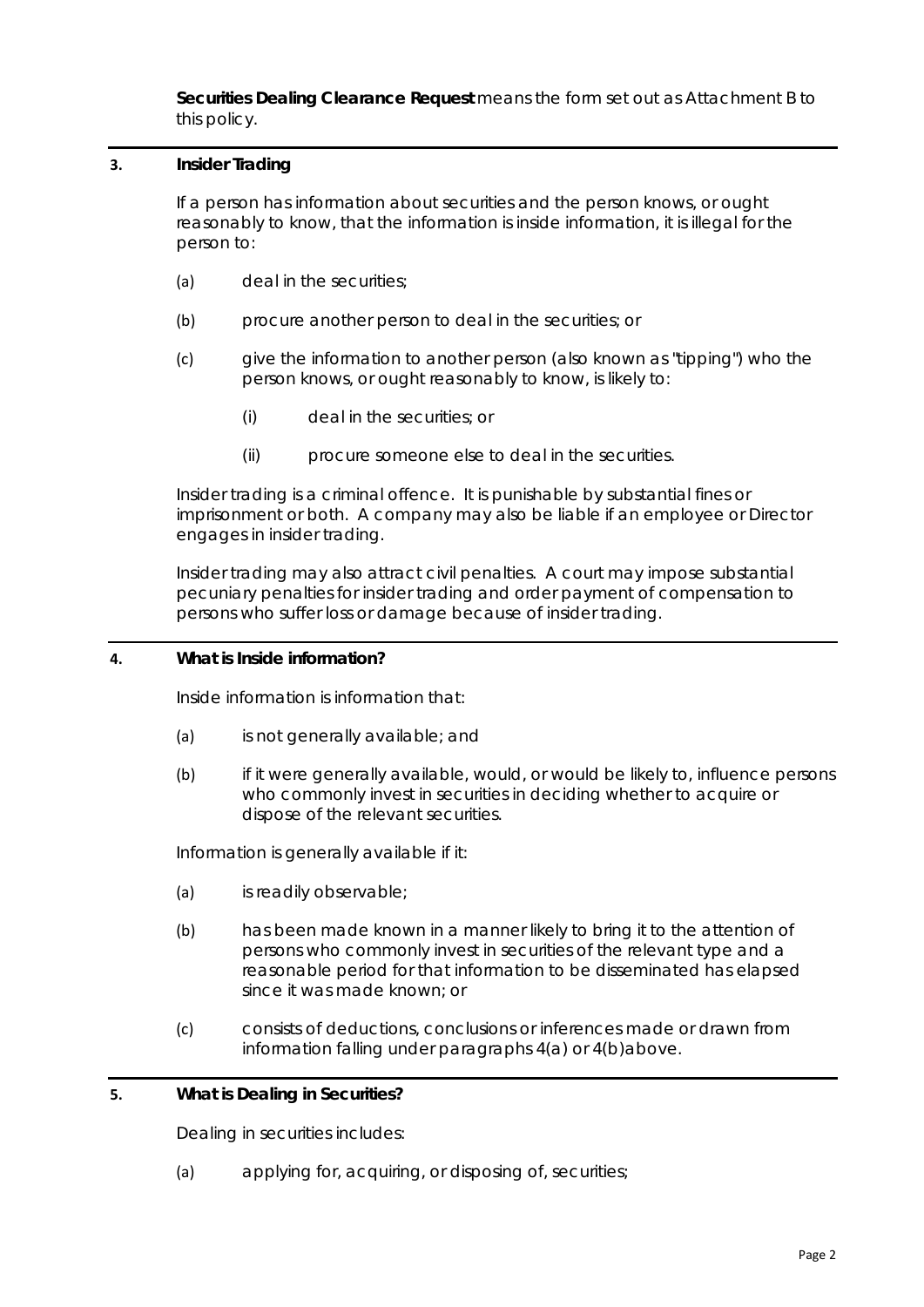**Securities Dealing Clearance Request** means the form set out as Attachment B to this policy.

## 3. Insider Trading

If a person has information about securities and the person knows, or ought reasonably to know, that the information is inside information, it is illegal for the person to:

(a) deal in the securities;

(b) procure another person to deal in the securities; or

(c) give the information to another person (also known as "tipping") who the person knows, or ought reasonably to know, is likely to:

(i) deal in the securities; or

(ii) procure someone else to deal in the securities.

Insider trading is a criminal offence. It is punishable by substantial fines or imprisonment or both. A company may also be liable if an employee or Director engages in insider trading.

Insider trading may also attract civil penalties. A court may impose substantial pecuniary penalties for insider trading and order payment of compensation to persons who suffer loss or damage because of insider trading.

## 4. What is Inside information?

Inside information is information that:

(a) is not generally available; and

(b) if it were generally available, would, or would be likely to, influence persons who commonly invest in securities in deciding whether to acquire or dispose of the relevant securities.

Information is generally available if it:

(a) is readily observable;

(b) has been made known in a manner likely to bring it to the attention of persons who commonly invest in securities of the relevant type and a reasonable period for that information to be disseminated has elapsed since it was made known; or

(c) consists of deductions, conclusions or inferences made or drawn from information falling under paragraphs 4(a) or 4(b)above.

## 5. What is Dealing in Securities?

Dealing in securities includes:

(a) applying for, acquiring, or disposing of, securities;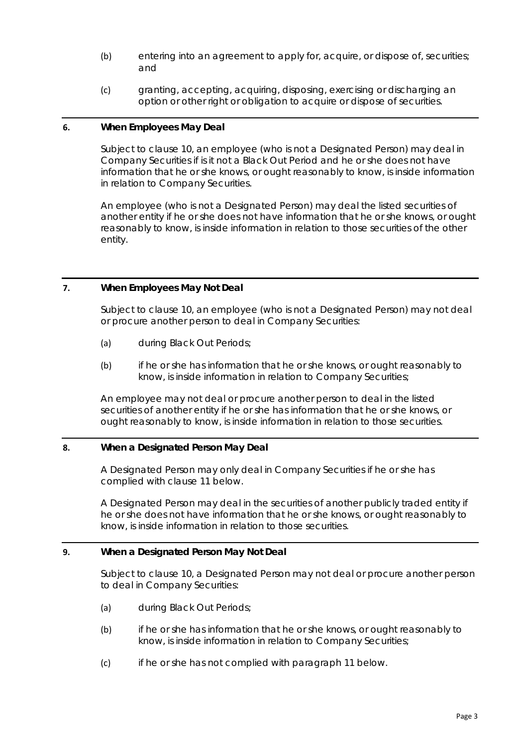(b) entering into an agreement to apply for, acquire, or dispose of, securities; and

(c) granting, accepting, acquiring, disposing, exercising or discharging an option or other right or obligation to acquire or dispose of securities.

## 6. When Employees May Deal

Subject to clause 10, an employee (who is not a Designated Person) may deal in Company Securities if is it not a Black Out Period and he or she does not have information that he or she knows, or ought reasonably to know, is inside information in relation to Company Securities.

An employee (who is not a Designated Person) may deal the listed securities of another entity if he or she does not have information that he or she knows, or ought reasonably to know, is inside information in relation to those securities of the other entity.

## 7. When Employees May Not Deal

Subject to clause 10, an employee (who is not a Designated Person) may not deal or procure another person to deal in Company Securities:

(a) during Black Out Periods;

(b) if he or she has information that he or she knows, or ought reasonably to know, is inside information in relation to Company Securities;

An employee may not deal or procure another person to deal in the listed securities of another entity if he or she has information that he or she knows, or ought reasonably to know, is inside information in relation to those securities.

## 8. When a Designated Person May Deal

A Designated Person may only deal in Company Securities if he or she has complied with clause 11 below.

A Designated Person may deal in the securities of another publicly traded entity if he or she does not have information that he or she knows, or ought reasonably to know, is inside information in relation to those securities.

## 9. When a Designated Person May Not Deal

Subject to clause 10, a Designated Person may not deal or procure another person to deal in Company Securities:

(a) during Black Out Periods;

(b) if he or she has information that he or she knows, or ought reasonably to know, is inside information in relation to Company Securities;

(c) if he or she has not complied with paragraph 11 below.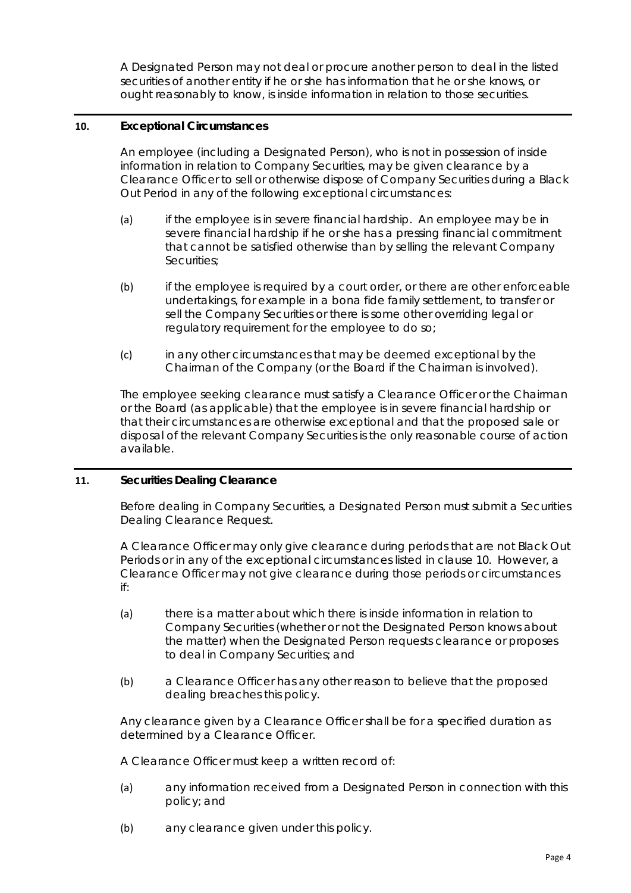A Designated Person may not deal or procure another person to deal in the listed securities of another entity if he or she has information that he or she knows, or ought reasonably to know, is inside information in relation to those securities.

## 10. Exceptional Circumstances

An employee (including a Designated Person), who is not in possession of inside information in relation to Company Securities, may be given clearance by a Clearance Officer to sell or otherwise dispose of Company Securities during a Black Out Period in any of the following exceptional circumstances:

(a) if the employee is in severe financial hardship. An employee may be in severe financial hardship if he or she has a pressing financial commitment that cannot be satisfied otherwise than by selling the relevant Company Securities;

(b) if the employee is required by a court order, or there are other enforceable undertakings, for example in a bona fide family settlement, to transfer or sell the Company Securities or there is some other overriding legal or regulatory requirement for the employee to do so;

(c) in any other circumstances that may be deemed exceptional by the Chairman of the Company (or the Board if the Chairman is involved).

The employee seeking clearance must satisfy a Clearance Officer or the Chairman or the Board (as applicable) that the employee is in severe financial hardship or that their circumstances are otherwise exceptional and that the proposed sale or disposal of the relevant Company Securities is the only reasonable course of action available.

## 11. Securities Dealing Clearance

Before dealing in Company Securities, a Designated Person must submit a Securities Dealing Clearance Request.

A Clearance Officer may only give clearance during periods that are not Black Out Periods or in any of the exceptional circumstances listed in clause 10. However, a Clearance Officer may not give clearance during those periods or circumstances if:

(a) there is a matter about which there is inside information in relation to Company Securities (whether or not the Designated Person knows about the matter) when the Designated Person requests clearance or proposes to deal in Company Securities; and

(b) a Clearance Officer has any other reason to believe that the proposed dealing breaches this policy.

Any clearance given by a Clearance Officer shall be for a specified duration as determined by a Clearance Officer.

A Clearance Officer must keep a written record of:

(a) any information received from a Designated Person in connection with this policy; and

(b) any clearance given under this policy.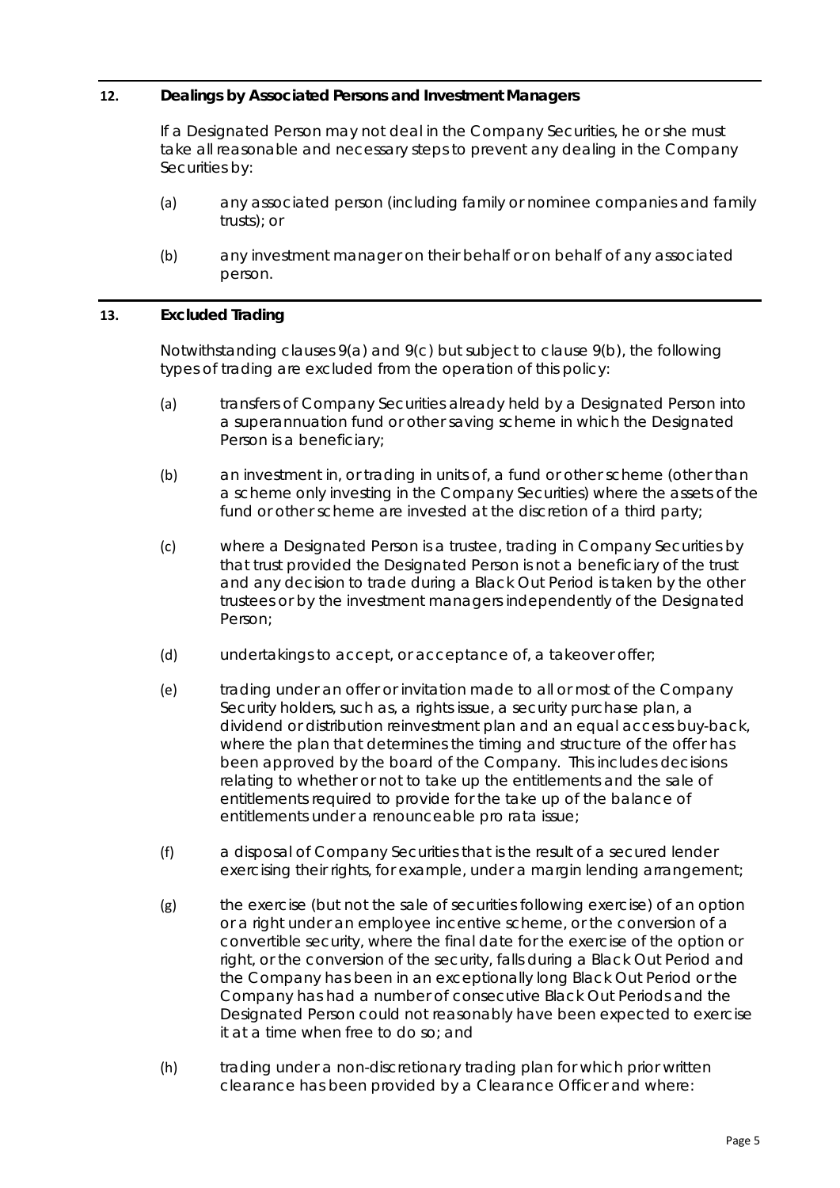## 12. Dealings by Associated Persons and Investment Managers

If a Designated Person may not deal in the Company Securities, he or she must take all reasonable and necessary steps to prevent any dealing in the Company Securities by:

(a) any associated person (including family or nominee companies and family trusts); or

(b) any investment manager on their behalf or on behalf of any associated person.

## 13. Excluded Trading

Notwithstanding clauses 9(a) and 9(c) but subject to clause 9(b), the following types of trading are excluded from the operation of this policy:

(a) transfers of Company Securities already held by a Designated Person into a superannuation fund or other saving scheme in which the Designated Person is a beneficiary;

(b) an investment in, or trading in units of, a fund or other scheme (other than a scheme only investing in the Company Securities) where the assets of the fund or other scheme are invested at the discretion of a third party;

(c) where a Designated Person is a trustee, trading in Company Securities by that trust provided the Designated Person is not a beneficiary of the trust and any decision to trade during a Black Out Period is taken by the other trustees or by the investment managers independently of the Designated Person;

(d) undertakings to accept, or acceptance of, a takeover offer;

(e) trading under an offer or invitation made to all or most of the Company Security holders, such as, a rights issue, a security purchase plan, a dividend or distribution reinvestment plan and an equal access buy-back, where the plan that determines the timing and structure of the offer has been approved by the board of the Company. This includes decisions relating to whether or not to take up the entitlements and the sale of entitlements required to provide for the take up of the balance of entitlements under a renounceable pro rata issue;

(f) a disposal of Company Securities that is the result of a secured lender exercising their rights, for example, under a margin lending arrangement;

(g) the exercise (but not the sale of securities following exercise) of an option or a right under an employee incentive scheme, or the conversion of a convertible security, where the final date for the exercise of the option or right, or the conversion of the security, falls during a Black Out Period and the Company has been in an exceptionally long Black Out Period or the Company has had a number of consecutive Black Out Periods and the Designated Person could not reasonably have been expected to exercise it at a time when free to do so; and

(h) trading under a non-discretionary trading plan for which prior written clearance has been provided by a Clearance Officer and where: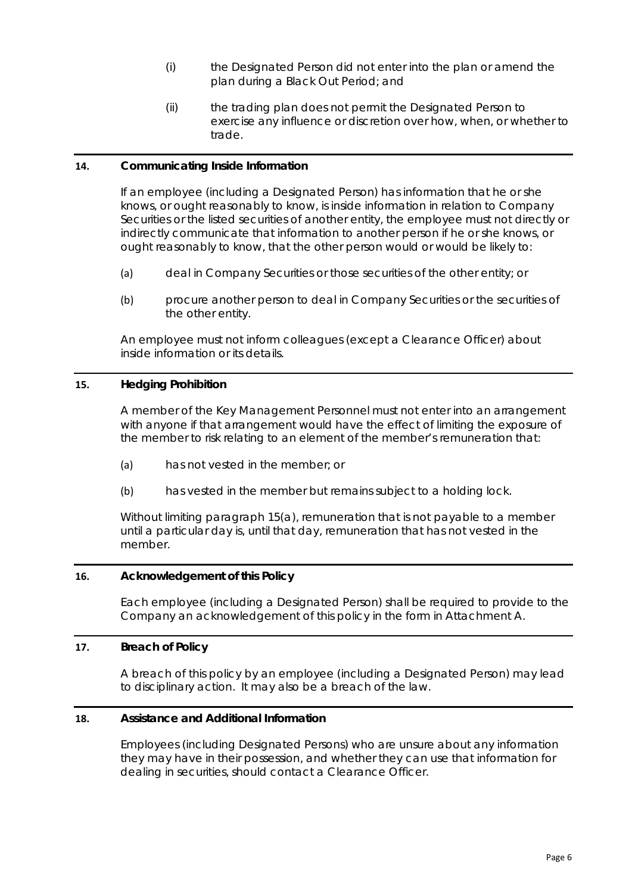(i) the Designated Person did not enter into the plan or amend the plan during a Black Out Period; and

(ii) the trading plan does not permit the Designated Person to exercise any influence or discretion over how, when, or whether to trade.

## 14. Communicating Inside Information

If an employee (including a Designated Person) has information that he or she knows, or ought reasonably to know, is inside information in relation to Company Securities or the listed securities of another entity, the employee must not directly or indirectly communicate that information to another person if he or she knows, or ought reasonably to know, that the other person would or would be likely to:

(a) deal in Company Securities or those securities of the other entity; or

(b) procure another person to deal in Company Securities or the securities of the other entity.

An employee must not inform colleagues (except a Clearance Officer) about inside information or its details.

## 15. Hedging Prohibition

A member of the Key Management Personnel must not enter into an arrangement with anyone if that arrangement would have the effect of limiting the exposure of the member to risk relating to an element of the member's remuneration that:

(a) has not vested in the member; or

(b) has vested in the member but remains subject to a holding lock.

Without limiting paragraph 15(a), remuneration that is not payable to a member until a particular day is, until that day, remuneration that has not vested in the member.

## 16. Acknowledgement of this Policy

Each employee (including a Designated Person) shall be required to provide to the Company an acknowledgement of this policy in the form in Attachment A.

## 17. Breach of Policy

A breach of this policy by an employee (including a Designated Person) may lead to disciplinary action. It may also be a breach of the law.

## 18. Assistance and Additional Information

Employees (including Designated Persons) who are unsure about any information they may have in their possession, and whether they can use that information for dealing in securities, should contact a Clearance Officer.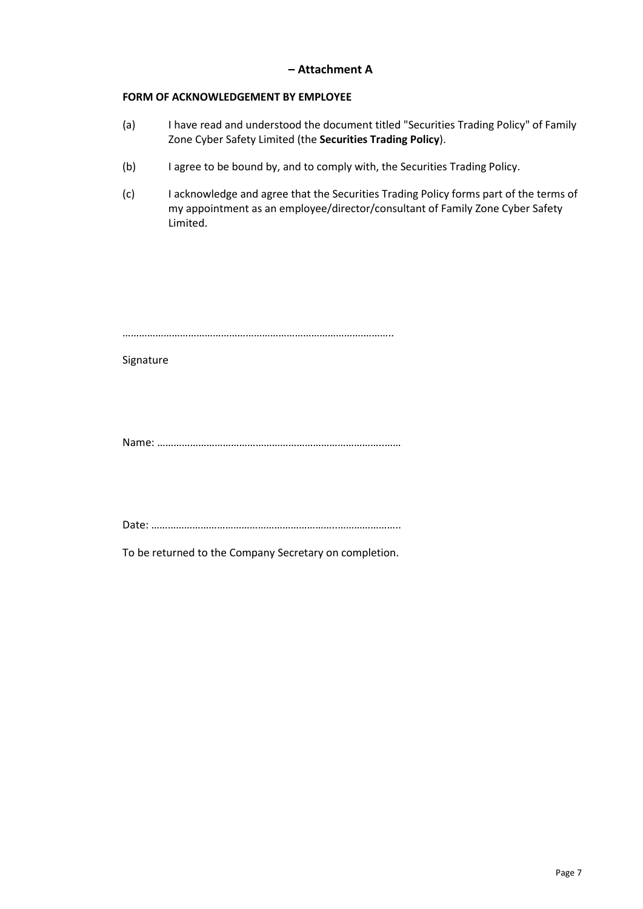## – Attachment A

**FORM OF ACKNOWLEDGEMENT BY EMPLOYEE**

(a) I have read and understood the document titled "Securities Trading Policy" of Family Zone Cyber Safety Limited (the **Securities Trading Policy**).

(b) I agree to be bound by, and to comply with, the Securities Trading Policy.

(c) I acknowledge and agree that the Securities Trading Policy forms part of the terms of my appointment as an employee/director/consultant of Family Zone Cyber Safety Limited.

……………………………………………………………………………………..

Signature

Name: ……………………………………………………………………………

Date: ……………………………………………………………………………..

To be returned to the Company Secretary on completion.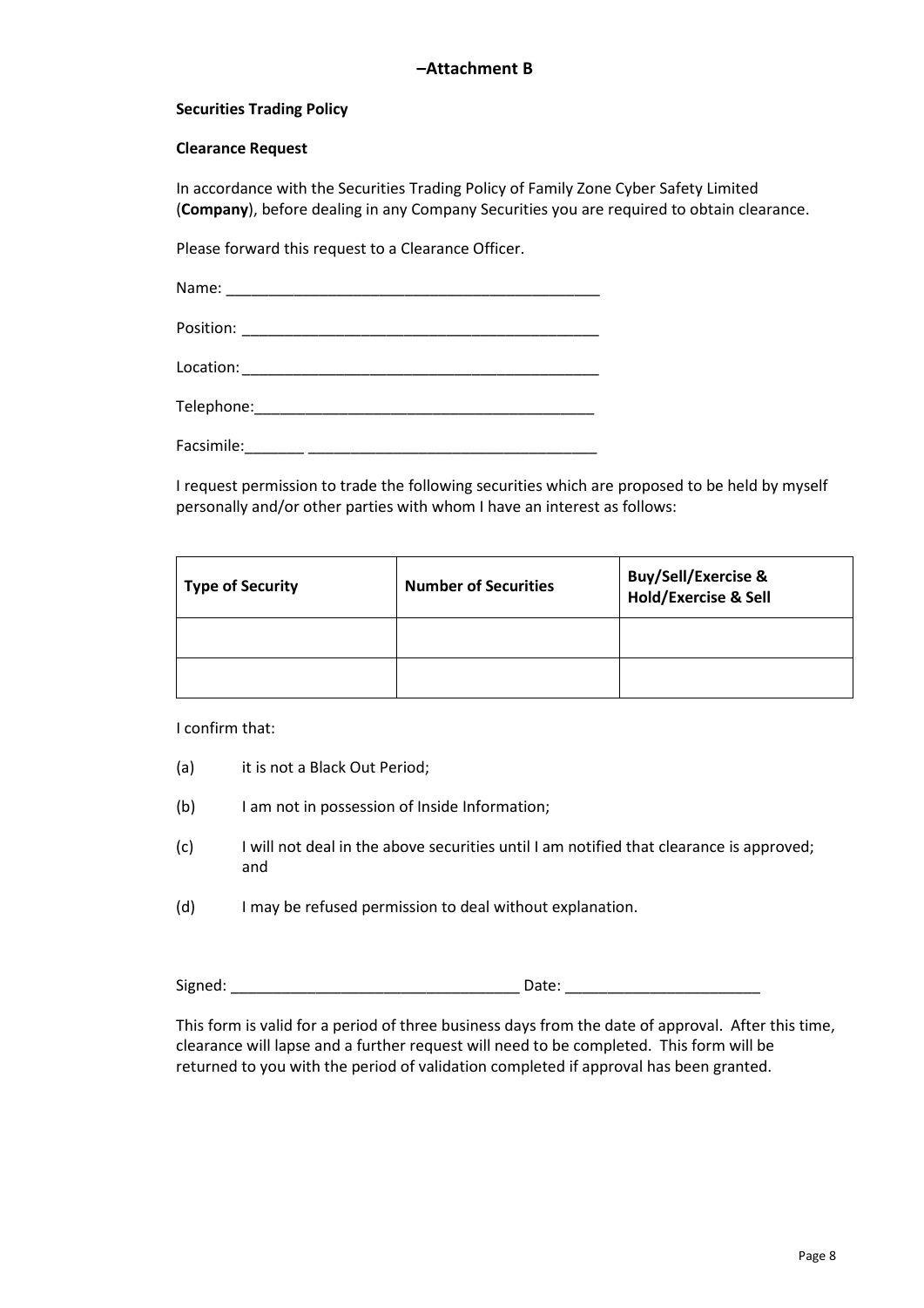# –Attachment B

**Securities Trading Policy**

**Clearance Request**

In accordance with the Securities Trading Policy of Family Zone Cyber Safety Limited (**Company**), before dealing in any Company Securities you are required to obtain clearance.

Please forward this request to a Clearance Officer.

Name: _____________________________________________

Position: ___________________________________________

Location: ___________________________________________

Telephone:_________________________________________

Facsimile:_______ __________________________________

I request permission to trade the following securities which are proposed to be held by myself personally and/or other parties with whom I have an interest as follows:

| Type of Security | Number of Securities | Buy/Sell/Exercise & Hold/Exercise & Sell |
|---|---|---|
| | | |
| | | |

I confirm that:

(a) it is not a Black Out Period;

(b) I am not in possession of Inside Information;

(c) I will not deal in the above securities until I am notified that clearance is approved; and

(d) I may be refused permission to deal without explanation.

Signed: __________________________________ Date: _______________________

This form is valid for a period of three business days from the date of approval. After this time, clearance will lapse and a further request will need to be completed. This form will be returned to you with the period of validation completed if approval has been granted.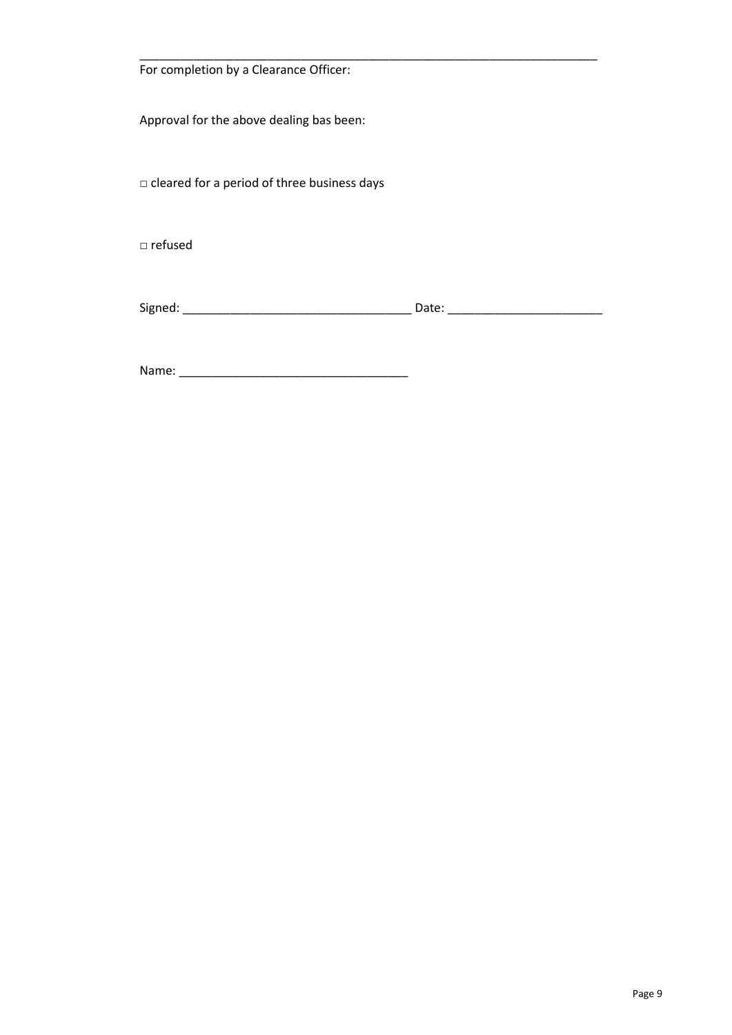\_\_\_\_\_\_\_\_\_\_\_\_\_\_\_\_\_\_\_\_\_\_\_\_\_\_\_\_\_\_\_\_\_\_\_\_\_\_\_\_\_\_\_\_\_\_\_\_\_\_\_\_\_\_\_\_\_\_\_\_\_\_\_\_\_\_\_\_

For completion by a Clearance Officer:

Approval for the above dealing bas been:

□ cleared for a period of three business days

□ refused

Signed: \_\_\_\_\_\_\_\_\_\_\_\_\_\_\_\_\_\_\_\_\_\_\_\_\_\_\_\_\_\_\_\_\_\_ Date: \_\_\_\_\_\_\_\_\_\_\_\_\_\_\_\_\_\_\_\_\_\_\_\_

Name: \_\_\_\_\_\_\_\_\_\_\_\_\_\_\_\_\_\_\_\_\_\_\_\_\_\_\_\_\_\_\_\_\_\_